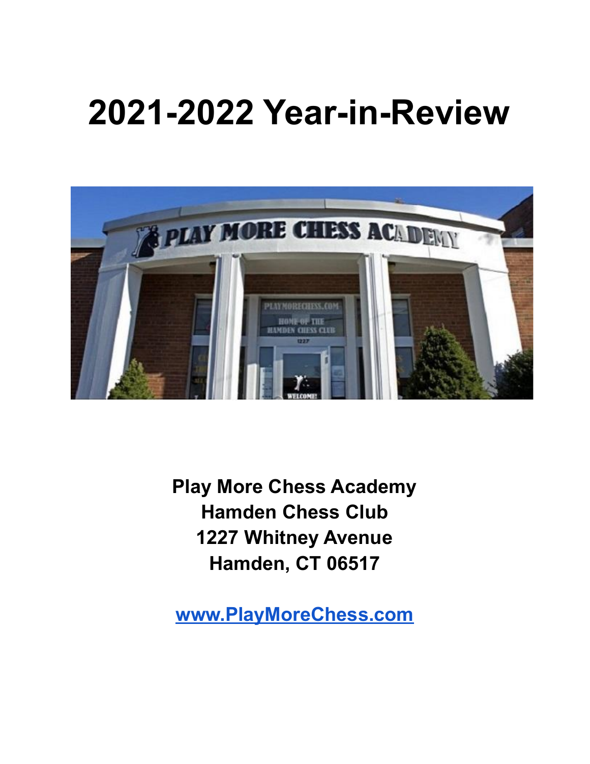# 2021-2022 Year-in-Review

**Play More Chess Academy**
**Hamden Chess Club**
**1227 Whitney Avenue**
**Hamden, CT 06517**

[www.PlayMoreChess.com](http://www.PlayMoreChess.com)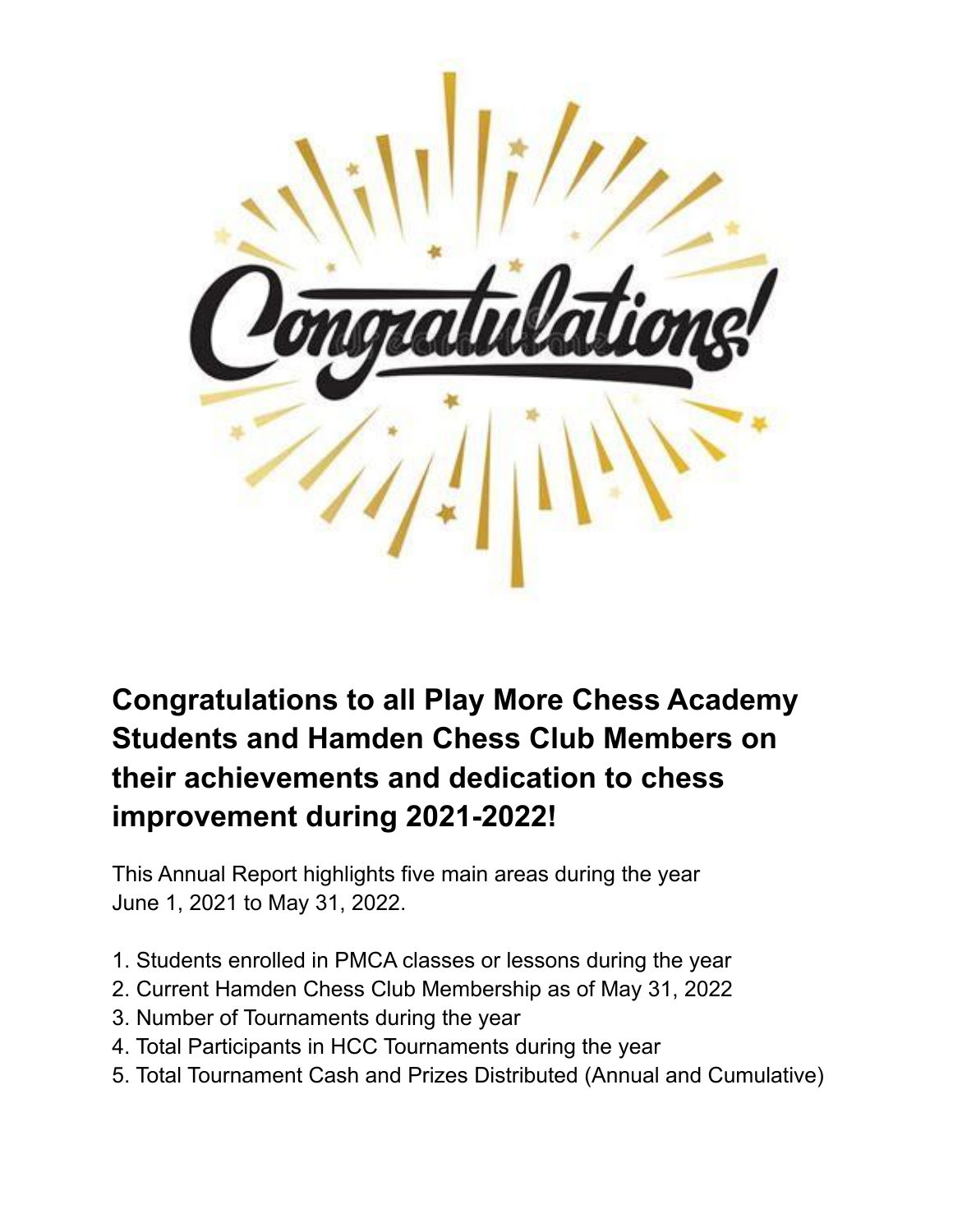**Congratulations to all Play More Chess Academy Students and Hamden Chess Club Members on their achievements and dedication to chess improvement during 2021-2022!**

This Annual Report highlights five main areas during the year June 1, 2021 to May 31, 2022.

1. Students enrolled in PMCA classes or lessons during the year
2. Current Hamden Chess Club Membership as of May 31, 2022
3. Number of Tournaments during the year
4. Total Participants in HCC Tournaments during the year
5. Total Tournament Cash and Prizes Distributed (Annual and Cumulative)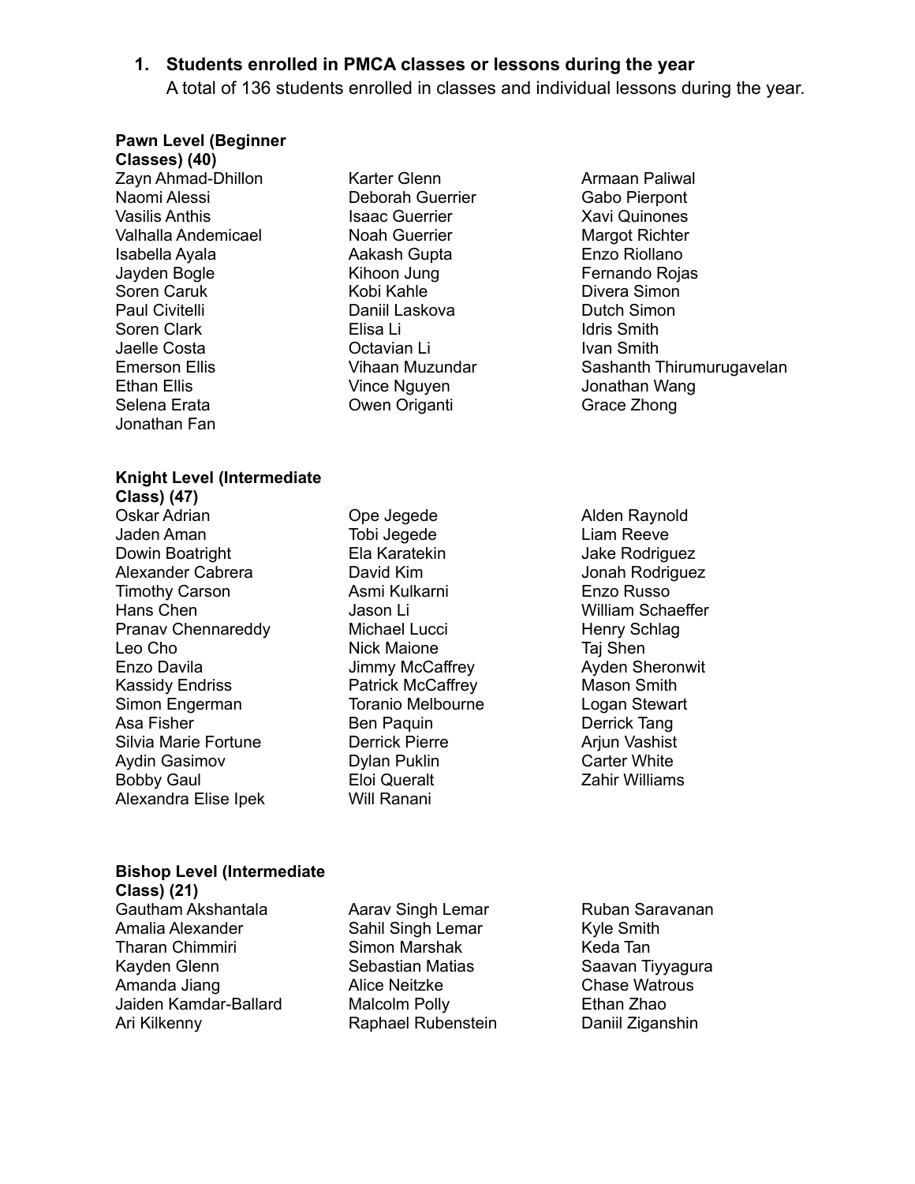1. **Students enrolled in PMCA classes or lessons during the year**
   A total of 136 students enrolled in classes and individual lessons during the year.

**Pawn Level (Beginner Classes) (40)**

Zayn Ahmad-Dhillon
Naomi Alessi
Vasilis Anthis
Valhalla Andemicael
Isabella Ayala
Jayden Bogle
Soren Caruk
Paul Civitelli
Soren Clark
Jaelle Costa
Emerson Ellis
Ethan Ellis
Selena Erata
Jonathan Fan
Karter Glenn
Deborah Guerrier
Isaac Guerrier
Noah Guerrier
Aakash Gupta
Kihoon Jung
Kobi Kahle
Daniil Laskova
Elisa Li
Octavian Li
Vihaan Muzundar
Vince Nguyen
Owen Origanti
Armaan Paliwal
Gabo Pierpont
Xavi Quinones
Margot Richter
Enzo Riollano
Fernando Rojas
Divera Simon
Dutch Simon
Idris Smith
Ivan Smith
Sashanth Thirumurugavelan
Jonathan Wang
Grace Zhong

**Knight Level (Intermediate Class) (47)**

Oskar Adrian
Jaden Aman
Dowin Boatright
Alexander Cabrera
Timothy Carson
Hans Chen
Pranav Chennareddy
Leo Cho
Enzo Davila
Kassidy Endriss
Simon Engerman
Asa Fisher
Silvia Marie Fortune
Aydin Gasimov
Bobby Gaul
Alexandra Elise Ipek
Ope Jegede
Tobi Jegede
Ela Karatekin
David Kim
Asmi Kulkarni
Jason Li
Michael Lucci
Nick Maione
Jimmy McCaffrey
Patrick McCaffrey
Toranio Melbourne
Ben Paquin
Derrick Pierre
Dylan Puklin
Eloi Queralt
Will Ranani
Alden Raynold
Liam Reeve
Jake Rodriguez
Jonah Rodriguez
Enzo Russo
William Schaeffer
Henry Schlag
Taj Shen
Ayden Sheronwit
Mason Smith
Logan Stewart
Derrick Tang
Arjun Vashist
Carter White
Zahir Williams

**Bishop Level (Intermediate Class) (21)**

Gautham Akshantala
Amalia Alexander
Tharan Chimmiri
Kayden Glenn
Amanda Jiang
Jaiden Kamdar-Ballard
Ari Kilkenny
Aarav Singh Lemar
Sahil Singh Lemar
Simon Marshak
Sebastian Matias
Alice Neitzke
Malcolm Polly
Raphael Rubenstein
Ruban Saravanan
Kyle Smith
Keda Tan
Saavan Tiyyagura
Chase Watrous
Ethan Zhao
Daniil Ziganshin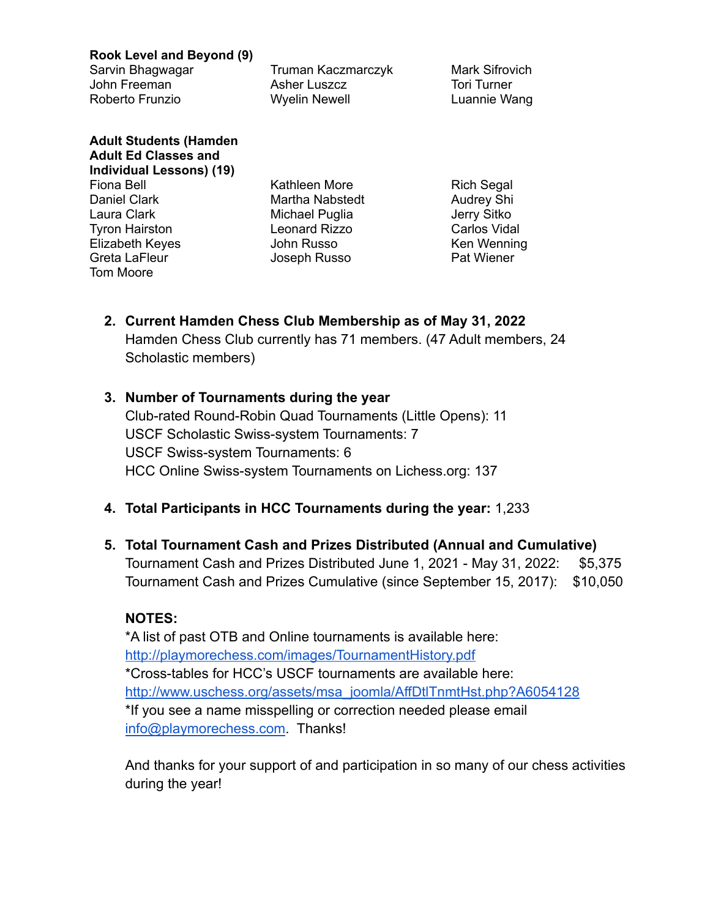**Rook Level and Beyond (9)**

Sarvin Bhagwagar
John Freeman
Roberto Frunzio
Truman Kaczmarczyk
Asher Luszcz
Wyelin Newell
Mark Sifrovich
Tori Turner
Luannie Wang

**Adult Students (Hamden Adult Ed Classes and Individual Lessons) (19)**

Fiona Bell
Daniel Clark
Laura Clark
Tyron Hairston
Elizabeth Keyes
Greta LaFleur
Tom Moore
Kathleen More
Martha Nabstedt
Michael Puglia
Leonard Rizzo
John Russo
Joseph Russo
Rich Segal
Audrey Shi
Jerry Sitko
Carlos Vidal
Ken Wenning
Pat Wiener

2. **Current Hamden Chess Club Membership as of May 31, 2022**
   Hamden Chess Club currently has 71 members. (47 Adult members, 24 Scholastic members)

3. **Number of Tournaments during the year**
   Club-rated Round-Robin Quad Tournaments (Little Opens): 11
   USCF Scholastic Swiss-system Tournaments: 7
   USCF Swiss-system Tournaments: 6
   HCC Online Swiss-system Tournaments on Lichess.org: 137

4. **Total Participants in HCC Tournaments during the year:** 1,233

5. **Total Tournament Cash and Prizes Distributed (Annual and Cumulative)**
   Tournament Cash and Prizes Distributed June 1, 2021 - May 31, 2022: $5,375
   Tournament Cash and Prizes Cumulative (since September 15, 2017): $10,050

   **NOTES:**
   *A list of past OTB and Online tournaments is available here:
   http://playmorechess.com/images/TournamentHistory.pdf
   *Cross-tables for HCC's USCF tournaments are available here:
   http://www.uschess.org/assets/msa_joomla/AffDtlTnmtHst.php?A6054128
   *If you see a name misspelling or correction needed please email info@playmorechess.com. Thanks!

   And thanks for your support of and participation in so many of our chess activities during the year!